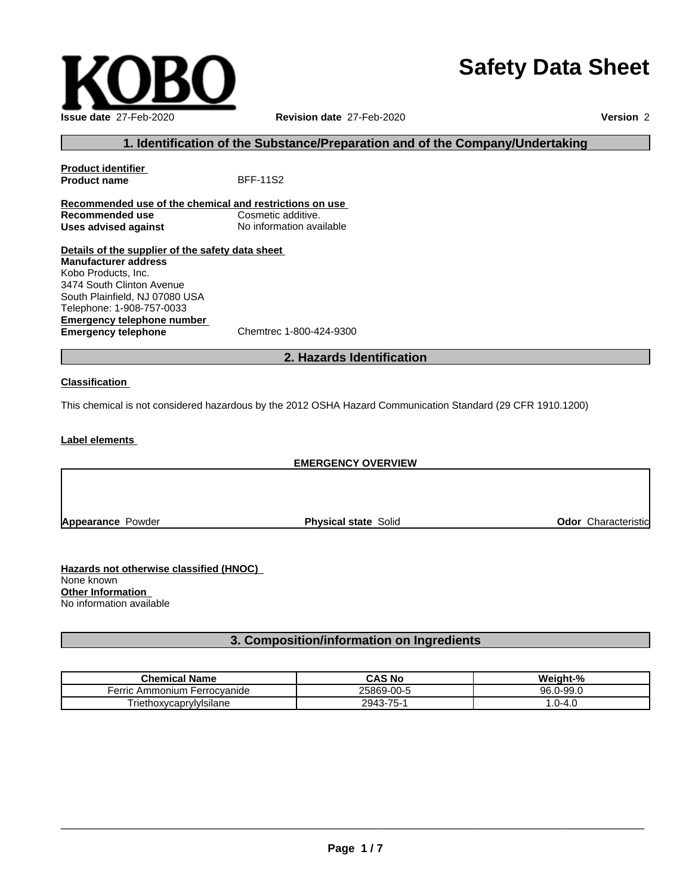KOBO

# Safety Data Sheet

**Issue date** 27-Feb-2020 **Revision date** 27-Feb-2020 **Version** 2

## 1. Identification of the Substance/Preparation and of the Company/Undertaking

**Product identifier**
**Product name** BFF-11S2

**Recommended use of the chemical and restrictions on use**
**Recommended use** Cosmetic additive.
**Uses advised against** No information available

**Details of the supplier of the safety data sheet**
**Manufacturer address**
Kobo Products, Inc.
3474 South Clinton Avenue
South Plainfield, NJ 07080 USA
Telephone: 1-908-757-0033
**Emergency telephone number**
**Emergency telephone** Chemtrec 1-800-424-9300

## 2. Hazards Identification

**Classification**

This chemical is not considered hazardous by the 2012 OSHA Hazard Communication Standard (29 CFR 1910.1200)

**Label elements**

**EMERGENCY OVERVIEW**

**Appearance** Powder **Physical state** Solid **Odor** Characteristic

**Hazards not otherwise classified (HNOC)**
None known
**Other Information**
No information available

## 3. Composition/information on Ingredients

| Chemical Name | CAS No | Weight-% |
|---|---|---|
| Ferric Ammonium Ferrocyanide | 25869-00-5 | 96.0-99.0 |
| Triethoxycaprylylsilane | 2943-75-1 | 1.0-4.0 |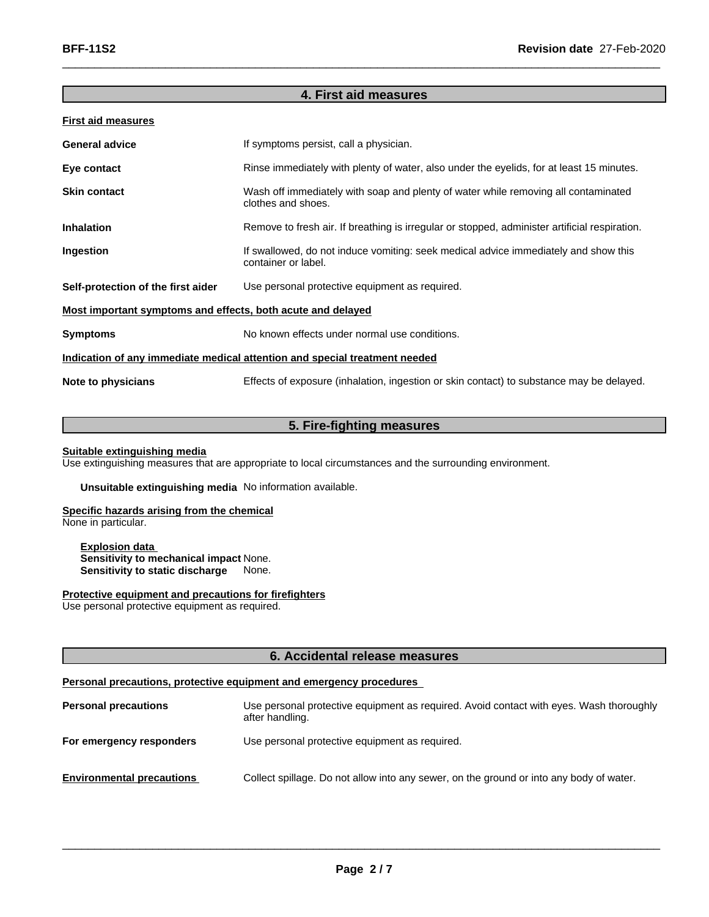## 4. First aid measures

**First aid measures**

| | |
|---|---|
| **General advice** | If symptoms persist, call a physician. |
| **Eye contact** | Rinse immediately with plenty of water, also under the eyelids, for at least 15 minutes. |
| **Skin contact** | Wash off immediately with soap and plenty of water while removing all contaminated clothes and shoes. |
| **Inhalation** | Remove to fresh air. If breathing is irregular or stopped, administer artificial respiration. |
| **Ingestion** | If swallowed, do not induce vomiting: seek medical advice immediately and show this container or label. |
| **Self-protection of the first aider** | Use personal protective equipment as required. |

**Most important symptoms and effects, both acute and delayed**

| | |
|---|---|
| **Symptoms** | No known effects under normal use conditions. |

**Indication of any immediate medical attention and special treatment needed**

| | |
|---|---|
| **Note to physicians** | Effects of exposure (inhalation, ingestion or skin contact) to substance may be delayed. |

## 5. Fire-fighting measures

**Suitable extinguishing media**
Use extinguishing measures that are appropriate to local circumstances and the surrounding environment.

**Unsuitable extinguishing media** No information available.

**Specific hazards arising from the chemical**
None in particular.

**Explosion data**
**Sensitivity to mechanical impact** None.
**Sensitivity to static discharge** None.

**Protective equipment and precautions for firefighters**
Use personal protective equipment as required.

## 6. Accidental release measures

**Personal precautions, protective equipment and emergency procedures**

| | |
|---|---|
| **Personal precautions** | Use personal protective equipment as required. Avoid contact with eyes. Wash thoroughly after handling. |
| **For emergency responders** | Use personal protective equipment as required. |
| **Environmental precautions** | Collect spillage. Do not allow into any sewer, on the ground or into any body of water. |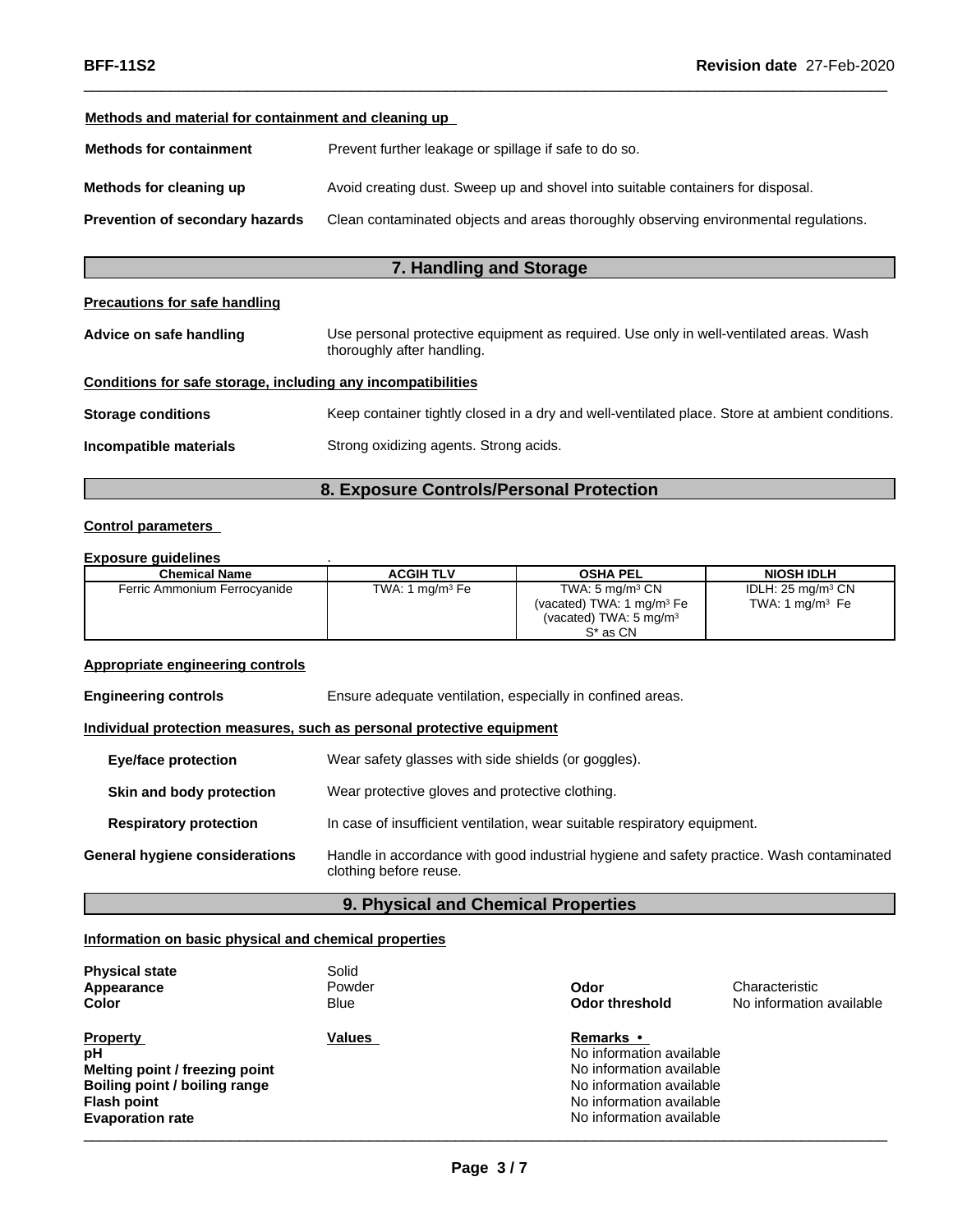**Methods and material for containment and cleaning up**

**Methods for containment** Prevent further leakage or spillage if safe to do so.

**Methods for cleaning up** Avoid creating dust. Sweep up and shovel into suitable containers for disposal.

**Prevention of secondary hazards** Clean contaminated objects and areas thoroughly observing environmental regulations.

## 7. Handling and Storage

**Precautions for safe handling**

**Advice on safe handling** Use personal protective equipment as required. Use only in well-ventilated areas. Wash thoroughly after handling.

**Conditions for safe storage, including any incompatibilities**

**Storage conditions** Keep container tightly closed in a dry and well-ventilated place. Store at ambient conditions.

**Incompatible materials** Strong oxidizing agents. Strong acids.

## 8. Exposure Controls/Personal Protection

**Control parameters**

**Exposure guidelines** .

| Chemical Name | ACGIH TLV | OSHA PEL | NIOSH IDLH |
|---|---|---|---|
| Ferric Ammonium Ferrocyanide | TWA: 1 mg/m³ Fe | TWA: 5 mg/m³ CN<br>(vacated) TWA: 1 mg/m³ Fe<br>(vacated) TWA: 5 mg/m³<br>S* as CN | IDLH: 25 mg/m³ CN<br>TWA: 1 mg/m³ Fe |

**Appropriate engineering controls**

**Engineering controls** Ensure adequate ventilation, especially in confined areas.

**Individual protection measures, such as personal protective equipment**

**Eye/face protection** Wear safety glasses with side shields (or goggles).

**Skin and body protection** Wear protective gloves and protective clothing.

**Respiratory protection** In case of insufficient ventilation, wear suitable respiratory equipment.

**General hygiene considerations** Handle in accordance with good industrial hygiene and safety practice. Wash contaminated clothing before reuse.

## 9. Physical and Chemical Properties

**Information on basic physical and chemical properties**

**Physical state** Solid
**Appearance** Powder
**Color** Blue
**Odor** Characteristic
**Odor threshold** No information available

| Property | Values | Remarks • |
|---|---|---|
| **pH** | | No information available |
| **Melting point / freezing point** | | No information available |
| **Boiling point / boiling range** | | No information available |
| **Flash point** | | No information available |
| **Evaporation rate** | | No information available |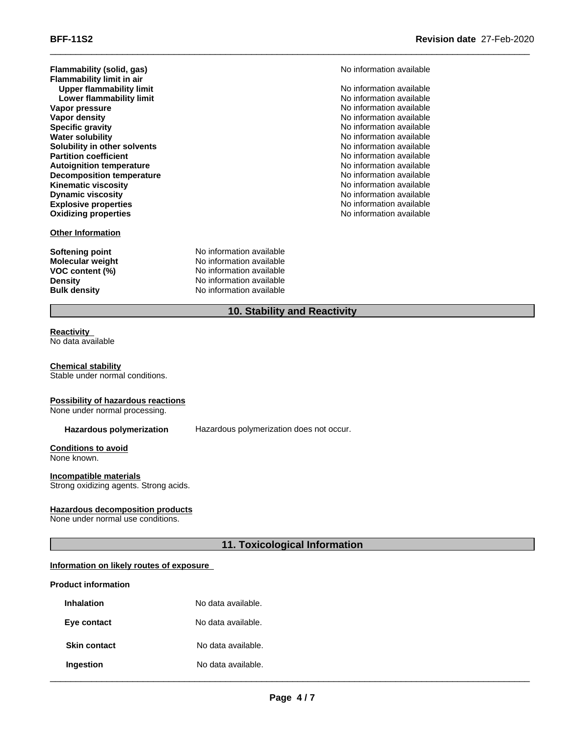| | |
|---|---|
| **Flammability (solid, gas)** | No information available |
| **Flammability limit in air** | |
| **Upper flammability limit** | No information available |
| **Lower flammability limit** | No information available |
| **Vapor pressure** | No information available |
| **Vapor density** | No information available |
| **Specific gravity** | No information available |
| **Water solubility** | No information available |
| **Solubility in other solvents** | No information available |
| **Partition coefficient** | No information available |
| **Autoignition temperature** | No information available |
| **Decomposition temperature** | No information available |
| **Kinematic viscosity** | No information available |
| **Dynamic viscosity** | No information available |
| **Explosive properties** | No information available |
| **Oxidizing properties** | No information available |

**Other Information**

| | |
|---|---|
| **Softening point** | No information available |
| **Molecular weight** | No information available |
| **VOC content (%)** | No information available |
| **Density** | No information available |
| **Bulk density** | No information available |

## 10. Stability and Reactivity

**Reactivity**
No data available

**Chemical stability**
Stable under normal conditions.

**Possibility of hazardous reactions**
None under normal processing.

**Hazardous polymerization** Hazardous polymerization does not occur.

**Conditions to avoid**
None known.

**Incompatible materials**
Strong oxidizing agents. Strong acids.

**Hazardous decomposition products**
None under normal use conditions.

## 11. Toxicological Information

**Information on likely routes of exposure**

**Product information**

| | |
|---|---|
| **Inhalation** | No data available. |
| **Eye contact** | No data available. |
| **Skin contact** | No data available. |
| **Ingestion** | No data available. |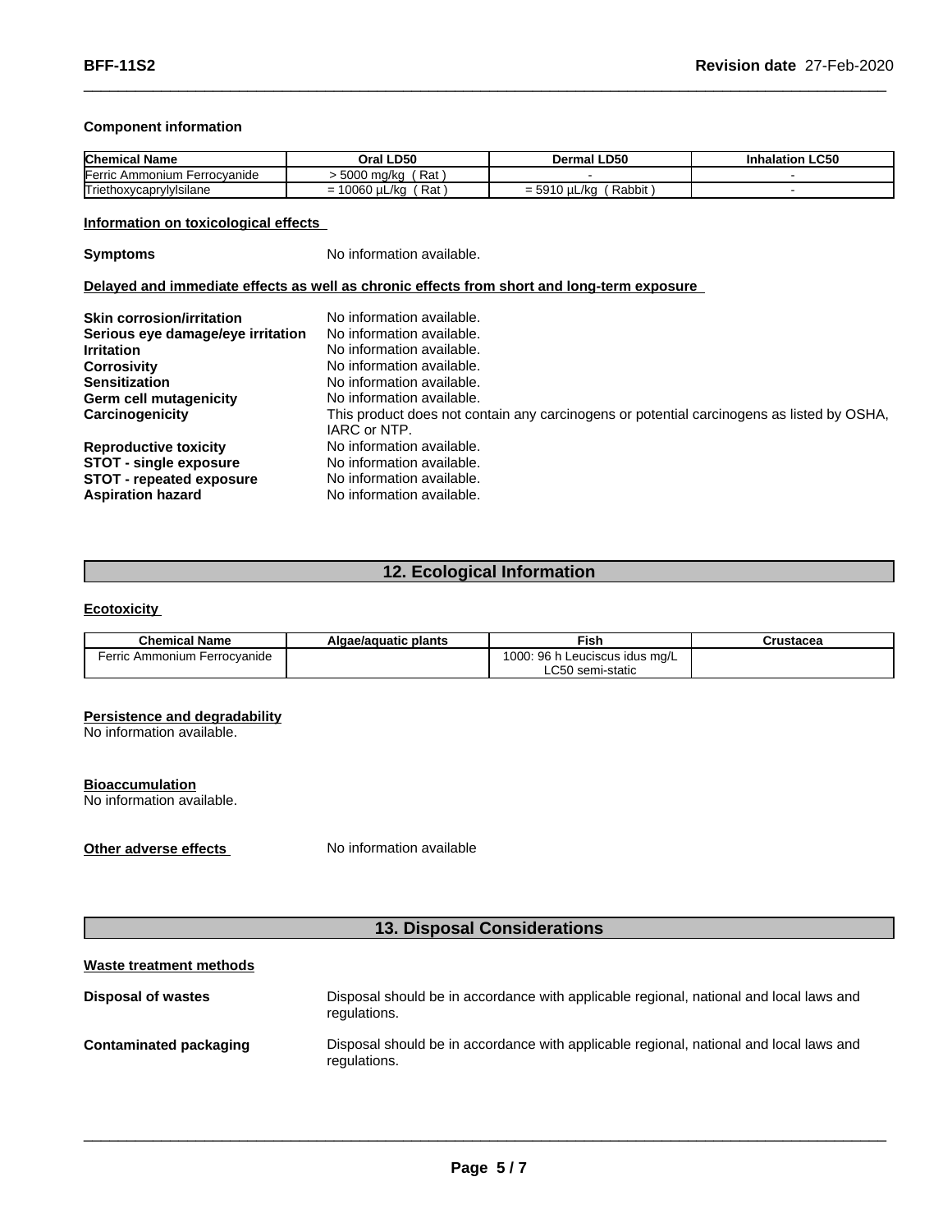### Component information

| Chemical Name | Oral LD50 | Dermal LD50 | Inhalation LC50 |
| --- | --- | --- | --- |
| Ferric Ammonium Ferrocyanide | > 5000 mg/kg ( Rat ) | - | - |
| Triethoxycaprylylsilane | = 10060 µL/kg ( Rat ) | = 5910 µL/kg ( Rabbit ) | - |

**Information on toxicological effects**

**Symptoms** No information available.

**Delayed and immediate effects as well as chronic effects from short and long-term exposure**

**Skin corrosion/irritation** No information available.
**Serious eye damage/eye irritation** No information available.
**Irritation** No information available.
**Corrosivity** No information available.
**Sensitization** No information available.
**Germ cell mutagenicity** No information available.
**Carcinogenicity** This product does not contain any carcinogens or potential carcinogens as listed by OSHA, IARC or NTP.
**Reproductive toxicity** No information available.
**STOT - single exposure** No information available.
**STOT - repeated exposure** No information available.
**Aspiration hazard** No information available.

## 12. Ecological Information

**Ecotoxicity**

| Chemical Name | Algae/aquatic plants | Fish | Crustacea |
| --- | --- | --- | --- |
| Ferric Ammonium Ferrocyanide | | 1000: 96 h Leuciscus idus mg/L LC50 semi-static | |

**Persistence and degradability**
No information available.

**Bioaccumulation**
No information available.

**Other adverse effects** No information available

## 13. Disposal Considerations

**Waste treatment methods**

**Disposal of wastes** Disposal should be in accordance with applicable regional, national and local laws and regulations.

**Contaminated packaging** Disposal should be in accordance with applicable regional, national and local laws and regulations.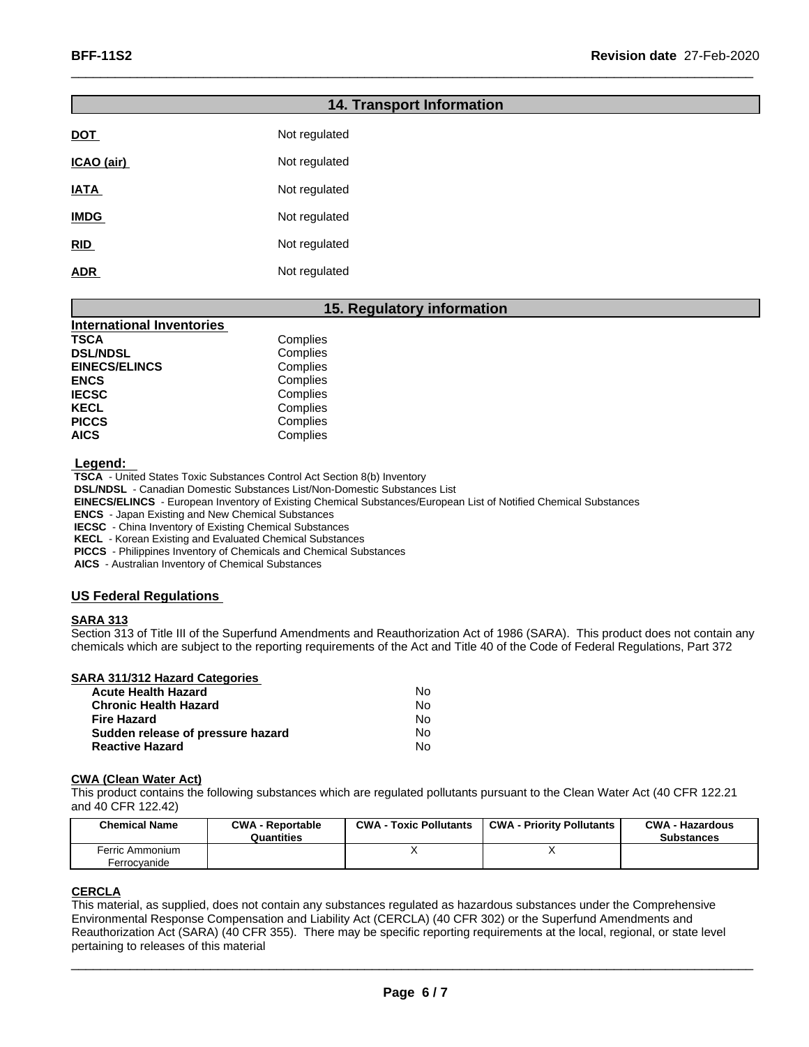## 14. Transport Information

| | |
|---|---|
| **DOT** | Not regulated |
| **ICAO (air)** | Not regulated |
| **IATA** | Not regulated |
| **IMDG** | Not regulated |
| **RID** | Not regulated |
| **ADR** | Not regulated |

## 15. Regulatory information

### International Inventories

| | |
|---|---|
| **TSCA** | Complies |
| **DSL/NDSL** | Complies |
| **EINECS/ELINCS** | Complies |
| **ENCS** | Complies |
| **IECSC** | Complies |
| **KECL** | Complies |
| **PICCS** | Complies |
| **AICS** | Complies |

**Legend:**

**TSCA** - United States Toxic Substances Control Act Section 8(b) Inventory
**DSL/NDSL** - Canadian Domestic Substances List/Non-Domestic Substances List
**EINECS/ELINCS** - European Inventory of Existing Chemical Substances/European List of Notified Chemical Substances
**ENCS** - Japan Existing and New Chemical Substances
**IECSC** - China Inventory of Existing Chemical Substances
**KECL** - Korean Existing and Evaluated Chemical Substances
**PICCS** - Philippines Inventory of Chemicals and Chemical Substances
**AICS** - Australian Inventory of Chemical Substances

### US Federal Regulations

**SARA 313**

Section 313 of Title III of the Superfund Amendments and Reauthorization Act of 1986 (SARA). This product does not contain any chemicals which are subject to the reporting requirements of the Act and Title 40 of the Code of Federal Regulations, Part 372

**SARA 311/312 Hazard Categories**

| | |
|---|---|
| **Acute Health Hazard** | No |
| **Chronic Health Hazard** | No |
| **Fire Hazard** | No |
| **Sudden release of pressure hazard** | No |
| **Reactive Hazard** | No |

**CWA (Clean Water Act)**

This product contains the following substances which are regulated pollutants pursuant to the Clean Water Act (40 CFR 122.21 and 40 CFR 122.42)

| Chemical Name | CWA - Reportable Quantities | CWA - Toxic Pollutants | CWA - Priority Pollutants | CWA - Hazardous Substances |
|---|---|---|---|---|
| Ferric Ammonium Ferrocyanide | | X | X | |

**CERCLA**

This material, as supplied, does not contain any substances regulated as hazardous substances under the Comprehensive Environmental Response Compensation and Liability Act (CERCLA) (40 CFR 302) or the Superfund Amendments and Reauthorization Act (SARA) (40 CFR 355). There may be specific reporting requirements at the local, regional, or state level pertaining to releases of this material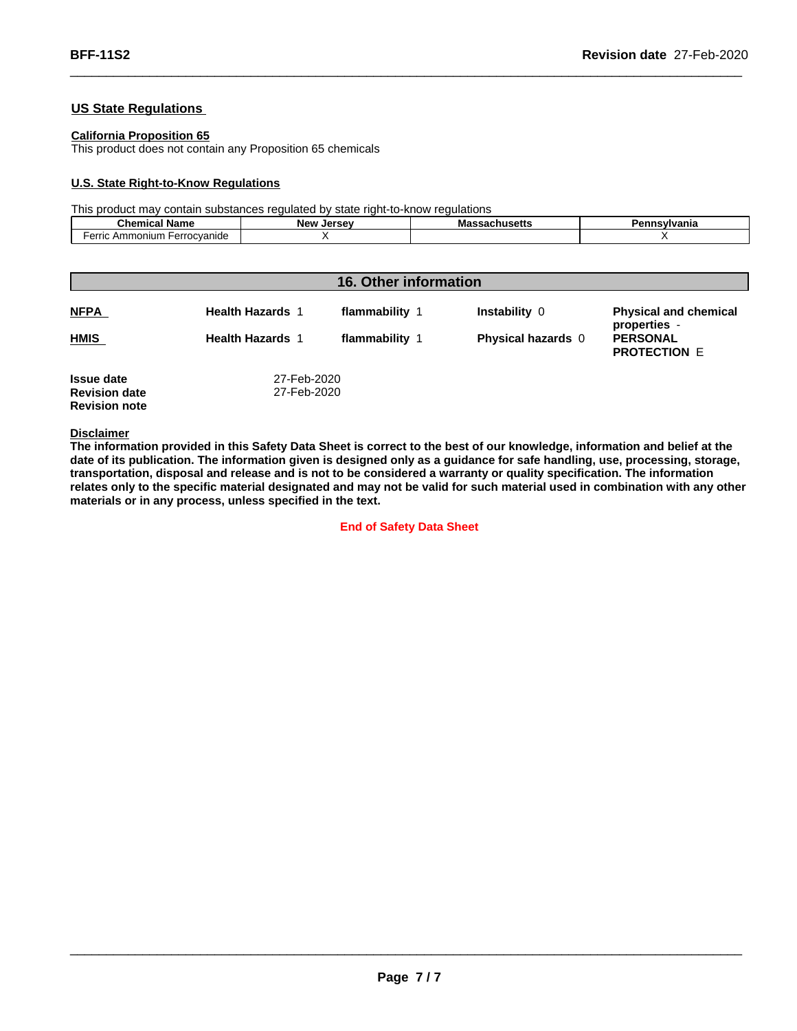## US State Regulations

**California Proposition 65**

This product does not contain any Proposition 65 chemicals

**U.S. State Right-to-Know Regulations**

This product may contain substances regulated by state right-to-know regulations

| Chemical Name | New Jersey | Massachusetts | Pennsylvania |
|---|---|---|---|
| Ferric Ammonium Ferrocyanide | X | | X |

## 16. Other information

| | | | | |
|---|---|---|---|---|
| **NFPA** | **Health Hazards** 1 | **flammability** 1 | **Instability** 0 | **Physical and chemical properties** - |
| **HMIS** | **Health Hazards** 1 | **flammability** 1 | **Physical hazards** 0 | **PERSONAL PROTECTION** E |

**Issue date** 27-Feb-2020
**Revision date** 27-Feb-2020
**Revision note**

**Disclaimer**

**The information provided in this Safety Data Sheet is correct to the best of our knowledge, information and belief at the date of its publication. The information given is designed only as a guidance for safe handling, use, processing, storage, transportation, disposal and release and is not to be considered a warranty or quality specification. The information relates only to the specific material designated and may not be valid for such material used in combination with any other materials or in any process, unless specified in the text.**

**End of Safety Data Sheet**